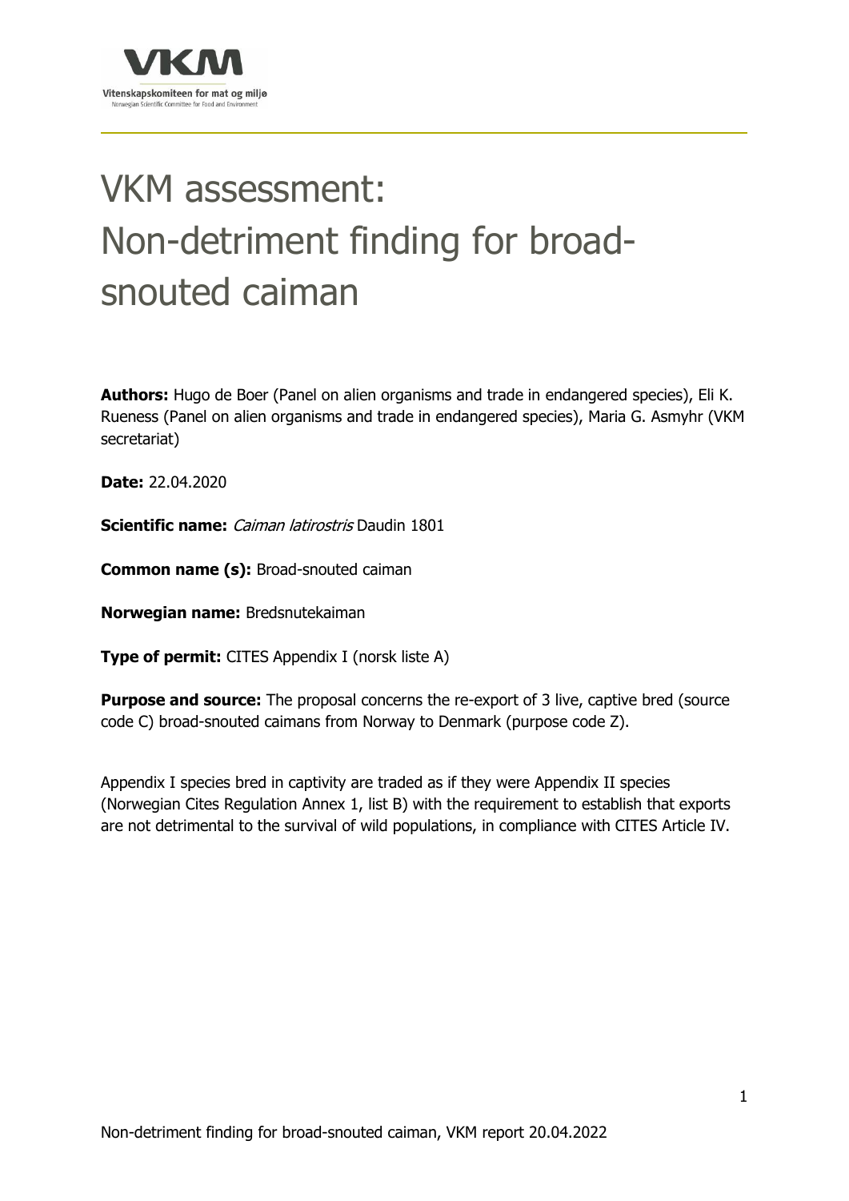# VKM assessment: Non-detriment finding for broad-snouted caiman

**Authors:** Hugo de Boer (Panel on alien organisms and trade in endangered species), Eli K. Rueness (Panel on alien organisms and trade in endangered species), Maria G. Asmyhr (VKM secretariat)

**Date:** 22.04.2020

**Scientific name:** *Caiman latirostris* Daudin 1801

**Common name (s):** Broad-snouted caiman

**Norwegian name:** Bredsnutekaiman

**Type of permit:** CITES Appendix I (norsk liste A)

**Purpose and source:** The proposal concerns the re-export of 3 live, captive bred (source code C) broad-snouted caimans from Norway to Denmark (purpose code Z).

Appendix I species bred in captivity are traded as if they were Appendix II species (Norwegian Cites Regulation Annex 1, list B) with the requirement to establish that exports are not detrimental to the survival of wild populations, in compliance with CITES Article IV.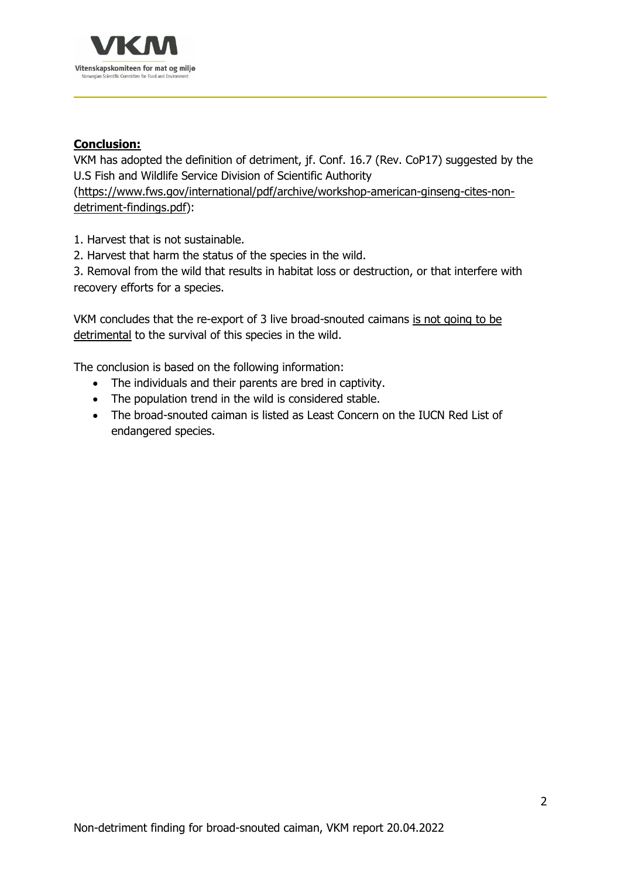**Conclusion:**

VKM has adopted the definition of detriment, jf. Conf. 16.7 (Rev. CoP17) suggested by the U.S Fish and Wildlife Service Division of Scientific Authority (https://www.fws.gov/international/pdf/archive/workshop-american-ginseng-cites-non-detriment-findings.pdf):

1. Harvest that is not sustainable.
2. Harvest that harm the status of the species in the wild.
3. Removal from the wild that results in habitat loss or destruction, or that interfere with recovery efforts for a species.

VKM concludes that the re-export of 3 live broad-snouted caimans is not going to be detrimental to the survival of this species in the wild.

The conclusion is based on the following information:

- The individuals and their parents are bred in captivity.
- The population trend in the wild is considered stable.
- The broad-snouted caiman is listed as Least Concern on the IUCN Red List of endangered species.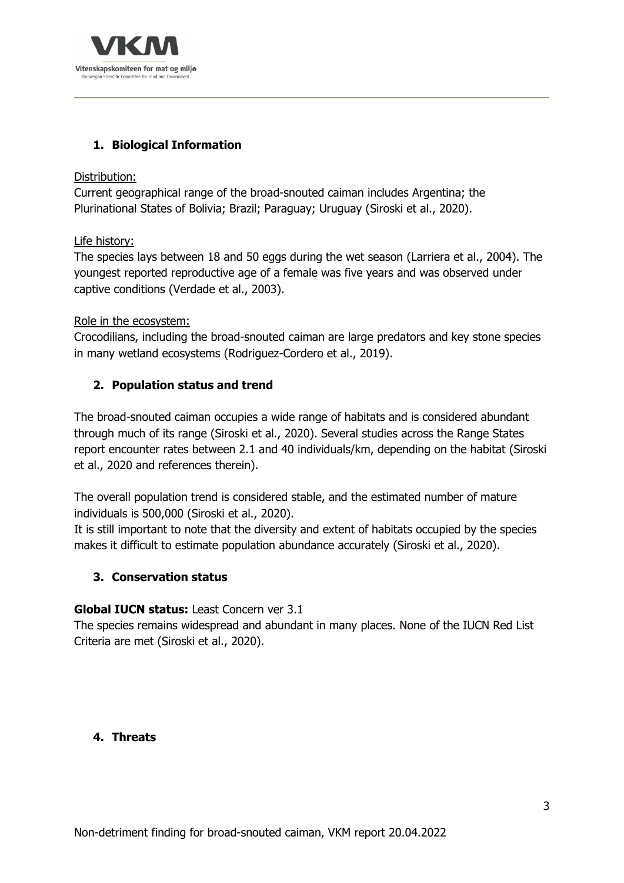## 1. Biological Information

Distribution:
Current geographical range of the broad-snouted caiman includes Argentina; the Plurinational States of Bolivia; Brazil; Paraguay; Uruguay (Siroski et al., 2020).

Life history:
The species lays between 18 and 50 eggs during the wet season (Larriera et al., 2004). The youngest reported reproductive age of a female was five years and was observed under captive conditions (Verdade et al., 2003).

Role in the ecosystem:
Crocodilians, including the broad-snouted caiman are large predators and key stone species in many wetland ecosystems (Rodriguez-Cordero et al., 2019).

## 2. Population status and trend

The broad-snouted caiman occupies a wide range of habitats and is considered abundant through much of its range (Siroski et al., 2020). Several studies across the Range States report encounter rates between 2.1 and 40 individuals/km, depending on the habitat (Siroski et al., 2020 and references therein).

The overall population trend is considered stable, and the estimated number of mature individuals is 500,000 (Siroski et al., 2020).
It is still important to note that the diversity and extent of habitats occupied by the species makes it difficult to estimate population abundance accurately (Siroski et al., 2020).

## 3. Conservation status

**Global IUCN status:** Least Concern ver 3.1
The species remains widespread and abundant in many places. None of the IUCN Red List Criteria are met (Siroski et al., 2020).

## 4. Threats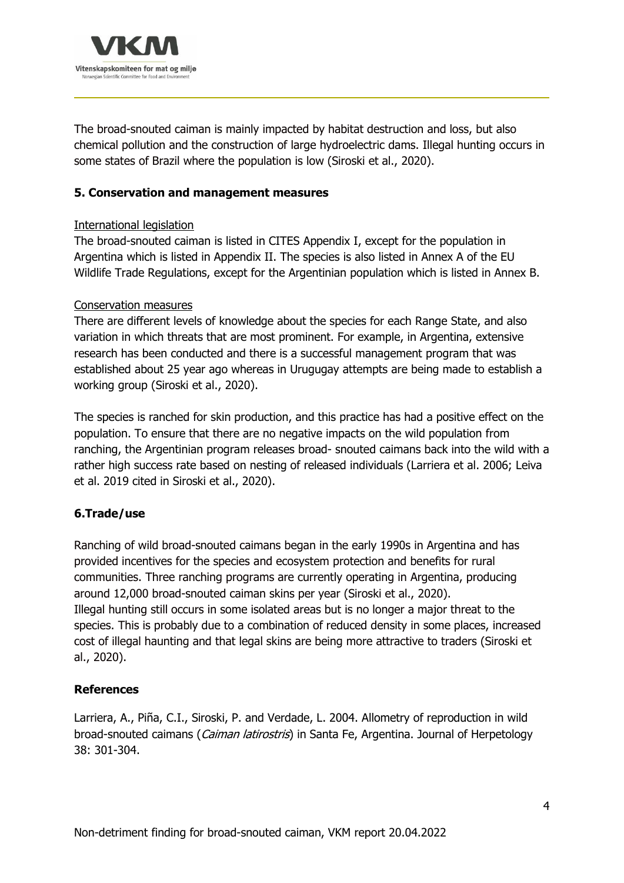The broad-snouted caiman is mainly impacted by habitat destruction and loss, but also chemical pollution and the construction of large hydroelectric dams. Illegal hunting occurs in some states of Brazil where the population is low (Siroski et al., 2020).

## 5. Conservation and management measures

International legislation

The broad-snouted caiman is listed in CITES Appendix I, except for the population in Argentina which is listed in Appendix II. The species is also listed in Annex A of the EU Wildlife Trade Regulations, except for the Argentinian population which is listed in Annex B.

Conservation measures

There are different levels of knowledge about the species for each Range State, and also variation in which threats that are most prominent. For example, in Argentina, extensive research has been conducted and there is a successful management program that was established about 25 year ago whereas in Urugugay attempts are being made to establish a working group (Siroski et al., 2020).

The species is ranched for skin production, and this practice has had a positive effect on the population. To ensure that there are no negative impacts on the wild population from ranching, the Argentinian program releases broad- snouted caimans back into the wild with a rather high success rate based on nesting of released individuals (Larriera et al. 2006; Leiva et al. 2019 cited in Siroski et al., 2020).

## 6.Trade/use

Ranching of wild broad-snouted caimans began in the early 1990s in Argentina and has provided incentives for the species and ecosystem protection and benefits for rural communities. Three ranching programs are currently operating in Argentina, producing around 12,000 broad-snouted caiman skins per year (Siroski et al., 2020).
Illegal hunting still occurs in some isolated areas but is no longer a major threat to the species. This is probably due to a combination of reduced density in some places, increased cost of illegal haunting and that legal skins are being more attractive to traders (Siroski et al., 2020).

## References

Larriera, A., Piña, C.I., Siroski, P. and Verdade, L. 2004. Allometry of reproduction in wild broad-snouted caimans (*Caiman latirostris*) in Santa Fe, Argentina. Journal of Herpetology 38: 301-304.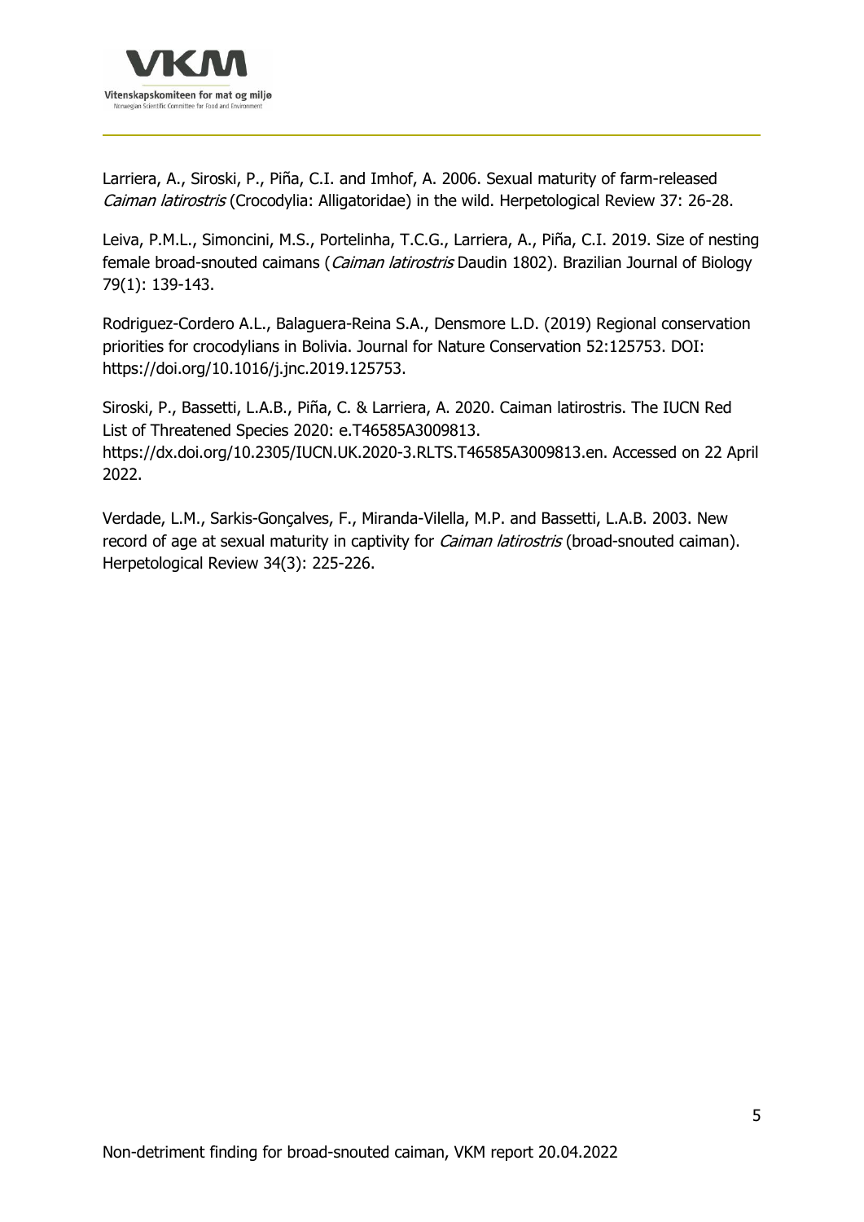Larriera, A., Siroski, P., Piña, C.I. and Imhof, A. 2006. Sexual maturity of farm-released *Caiman latirostris* (Crocodylia: Alligatoridae) in the wild. Herpetological Review 37: 26-28.

Leiva, P.M.L., Simoncini, M.S., Portelinha, T.C.G., Larriera, A., Piña, C.I. 2019. Size of nesting female broad-snouted caimans (*Caiman latirostris* Daudin 1802). Brazilian Journal of Biology 79(1): 139-143.

Rodriguez-Cordero A.L., Balaguera-Reina S.A., Densmore L.D. (2019) Regional conservation priorities for crocodylians in Bolivia. Journal for Nature Conservation 52:125753. DOI: https://doi.org/10.1016/j.jnc.2019.125753.

Siroski, P., Bassetti, L.A.B., Piña, C. & Larriera, A. 2020. Caiman latirostris. The IUCN Red List of Threatened Species 2020: e.T46585A3009813. https://dx.doi.org/10.2305/IUCN.UK.2020-3.RLTS.T46585A3009813.en. Accessed on 22 April 2022.

Verdade, L.M., Sarkis-Gonçalves, F., Miranda-Vilella, M.P. and Bassetti, L.A.B. 2003. New record of age at sexual maturity in captivity for *Caiman latirostris* (broad-snouted caiman). Herpetological Review 34(3): 225-226.